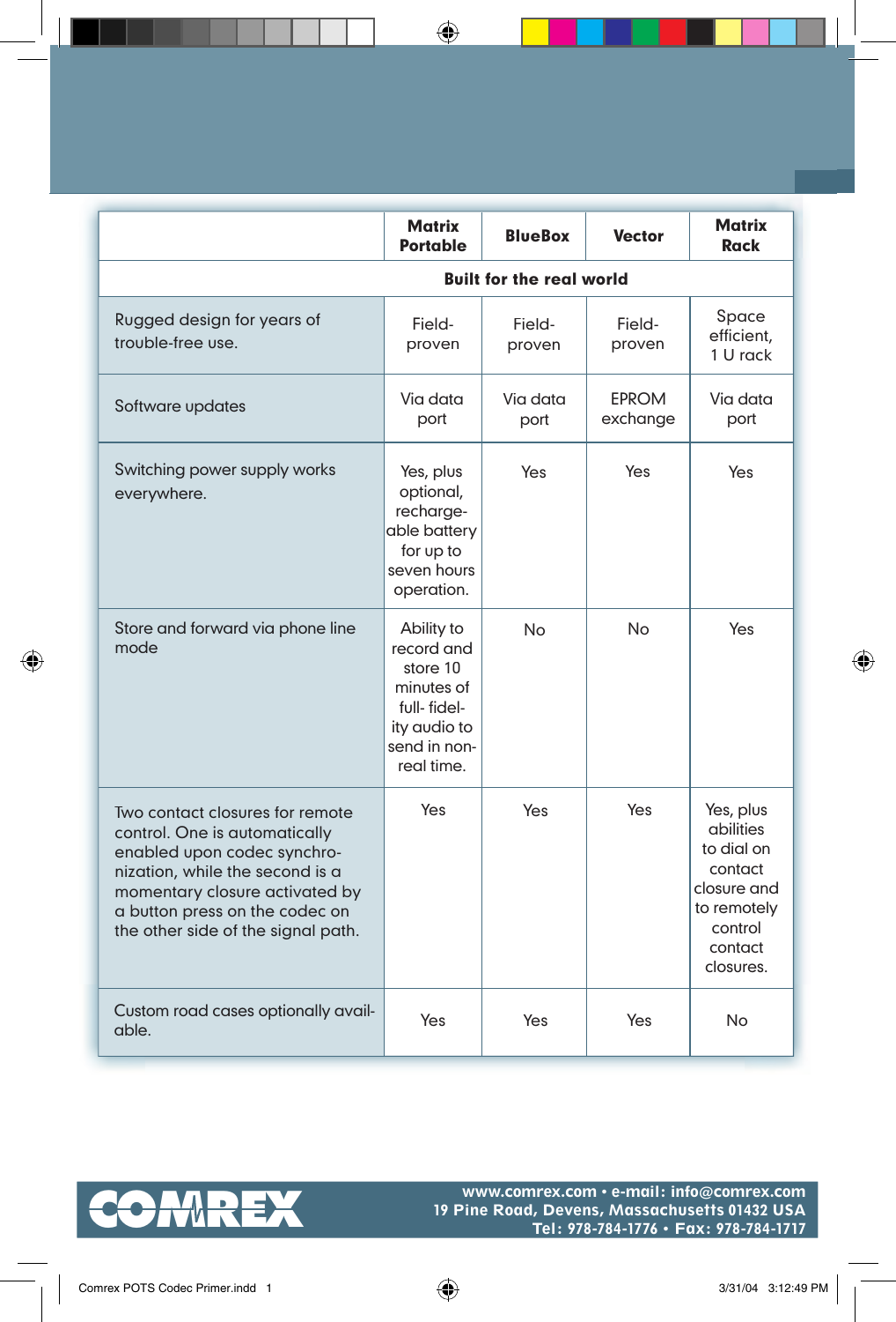| | Matrix Portable | BlueBox | Vector | Matrix Rack |
|---|---|---|---|---|
| **Built for the real world** | | | | |
| Rugged design for years of trouble-free use. | Field-proven | Field-proven | Field-proven | Space efficient, 1 U rack |
| Software updates | Via data port | Via data port | EPROM exchange | Via data port |
| Switching power supply works everywhere. | Yes, plus optional, rechargeable battery for up to seven hours operation. | Yes | Yes | Yes |
| Store and forward via phone line mode | Ability to record and store 10 minutes of full- fidelity audio to send in non-real time. | No | No | Yes |
| Two contact closures for remote control. One is automatically enabled upon codec synchronization, while the second is a momentary closure activated by a button press on the codec on the other side of the signal path. | Yes | Yes | Yes | Yes, plus abilities to dial on contact closure and to remotely control contact closures. |
| Custom road cases optionally available. | Yes | Yes | Yes | No |

**COMREX**

www.comrex.com • e-mail: info@comrex.com
19 Pine Road, Devens, Massachusetts 01432 USA
Tel: 978-784-1776 • Fax: 978-784-1717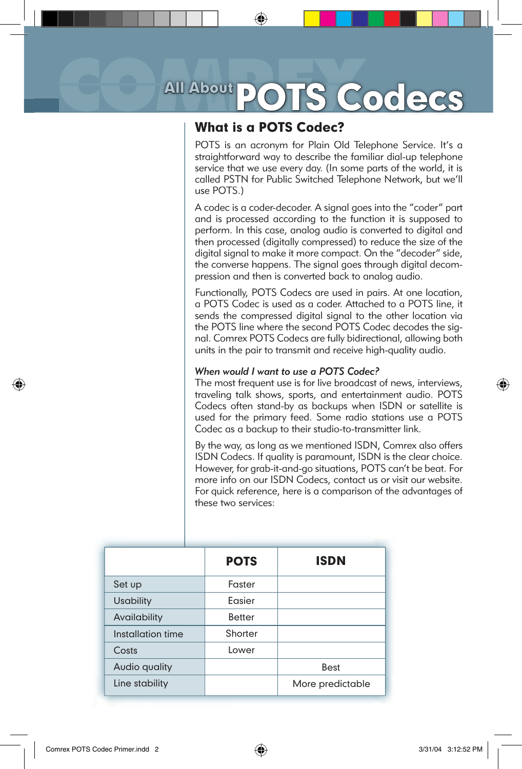# All About POTS Codecs

## What is a POTS Codec?

POTS is an acronym for Plain Old Telephone Service. It's a straightforward way to describe the familiar dial-up telephone service that we use every day. (In some parts of the world, it is called PSTN for Public Switched Telephone Network, but we'll use POTS.)

A codec is a coder-decoder. A signal goes into the "coder" part and is processed according to the function it is supposed to perform. In this case, analog audio is converted to digital and then processed (digitally compressed) to reduce the size of the digital signal to make it more compact. On the "decoder" side, the converse happens. The signal goes through digital decompression and then is converted back to analog audio.

Functionally, POTS Codecs are used in pairs. At one location, a POTS Codec is used as a coder. Attached to a POTS line, it sends the compressed digital signal to the other location via the POTS line where the second POTS Codec decodes the signal. Comrex POTS Codecs are fully bidirectional, allowing both units in the pair to transmit and receive high-quality audio.

*When would I want to use a POTS Codec?*

The most frequent use is for live broadcast of news, interviews, traveling talk shows, sports, and entertainment audio. POTS Codecs often stand-by as backups when ISDN or satellite is used for the primary feed. Some radio stations use a POTS Codec as a backup to their studio-to-transmitter link.

By the way, as long as we mentioned ISDN, Comrex also offers ISDN Codecs. If quality is paramount, ISDN is the clear choice. However, for grab-it-and-go situations, POTS can't be beat. For more info on our ISDN Codecs, contact us or visit our website. For quick reference, here is a comparison of the advantages of these two services:

| | POTS | ISDN |
|---|---|---|
| Set up | Faster | |
| Usability | Easier | |
| Availability | Better | |
| Installation time | Shorter | |
| Costs | Lower | |
| Audio quality | | Best |
| Line stability | | More predictable |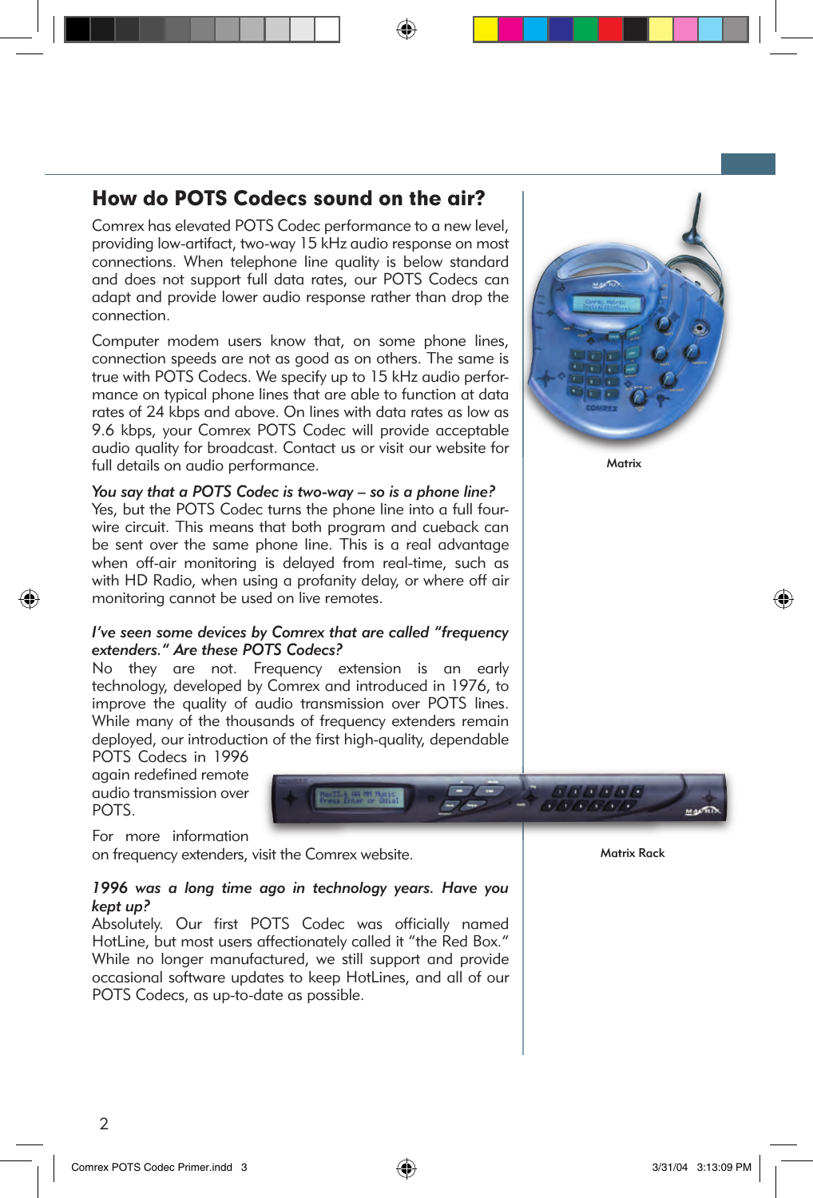## How do POTS Codecs sound on the air?

Comrex has elevated POTS Codec performance to a new level, providing low-artifact, two-way 15 kHz audio response on most connections. When telephone line quality is below standard and does not support full data rates, our POTS Codecs can adapt and provide lower audio response rather than drop the connection.

Computer modem users know that, on some phone lines, connection speeds are not as good as on others. The same is true with POTS Codecs. We specify up to 15 kHz audio performance on typical phone lines that are able to function at data rates of 24 kbps and above. On lines with data rates as low as 9.6 kbps, your Comrex POTS Codec will provide acceptable audio quality for broadcast. Contact us or visit our website for full details on audio performance.

*You say that a POTS Codec is two-way – so is a phone line?*
Yes, but the POTS Codec turns the phone line into a full four-wire circuit. This means that both program and cueback can be sent over the same phone line. This is a real advantage when off-air monitoring is delayed from real-time, such as with HD Radio, when using a profanity delay, or where off air monitoring cannot be used on live remotes.

*I've seen some devices by Comrex that are called "frequency extenders." Are these POTS Codecs?*
No they are not. Frequency extension is an early technology, developed by Comrex and introduced in 1976, to improve the quality of audio transmission over POTS lines. While many of the thousands of frequency extenders remain deployed, our introduction of the first high-quality, dependable POTS Codecs in 1996 again redefined remote audio transmission over POTS.

For more information on frequency extenders, visit the Comrex website.

*1996 was a long time ago in technology years. Have you kept up?*
Absolutely. Our first POTS Codec was officially named HotLine, but most users affectionately called it "the Red Box." While no longer manufactured, we still support and provide occasional software updates to keep HotLines, and all of our POTS Codecs, as up-to-date as possible.

Matrix

Matrix Rack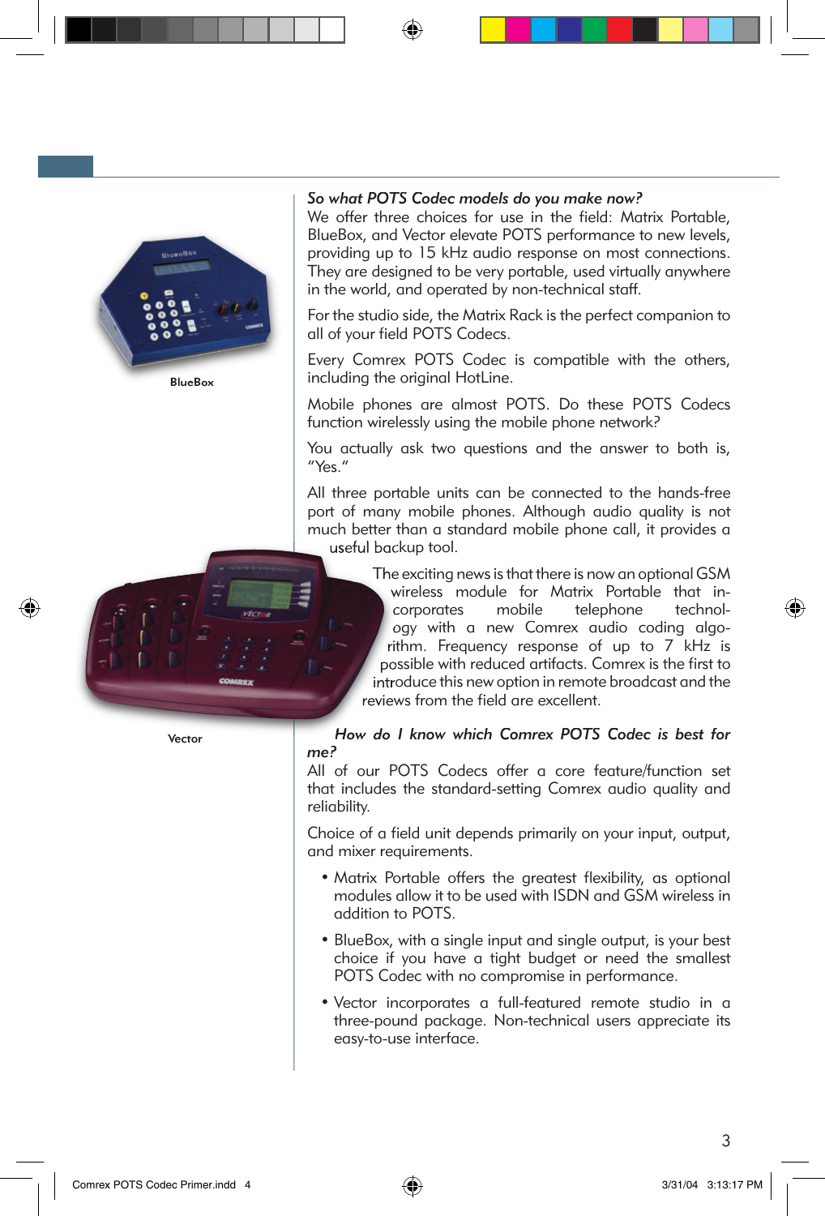BlueBox

Vector

***So what POTS Codec models do you make now?***

We offer three choices for use in the field: Matrix Portable, BlueBox, and Vector elevate POTS performance to new levels, providing up to 15 kHz audio response on most connections. They are designed to be very portable, used virtually anywhere in the world, and operated by non-technical staff.

For the studio side, the Matrix Rack is the perfect companion to all of your field POTS Codecs.

Every Comrex POTS Codec is compatible with the others, including the original HotLine.

Mobile phones are almost POTS. Do these POTS Codecs function wirelessly using the mobile phone network?

You actually ask two questions and the answer to both is, "Yes."

All three portable units can be connected to the hands-free port of many mobile phones. Although audio quality is not much better than a standard mobile phone call, it provides a useful backup tool.

The exciting news is that there is now an optional GSM wireless module for Matrix Portable that incorporates mobile telephone technology with a new Comrex audio coding algorithm. Frequency response of up to 7 kHz is possible with reduced artifacts. Comrex is the first to introduce this new option in remote broadcast and the reviews from the field are excellent.

***How do I know which Comrex POTS Codec is best for me?***

All of our POTS Codecs offer a core feature/function set that includes the standard-setting Comrex audio quality and reliability.

Choice of a field unit depends primarily on your input, output, and mixer requirements.

- Matrix Portable offers the greatest flexibility, as optional modules allow it to be used with ISDN and GSM wireless in addition to POTS.
- BlueBox, with a single input and single output, is your best choice if you have a tight budget or need the smallest POTS Codec with no compromise in performance.
- Vector incorporates a full-featured remote studio in a three-pound package. Non-technical users appreciate its easy-to-use interface.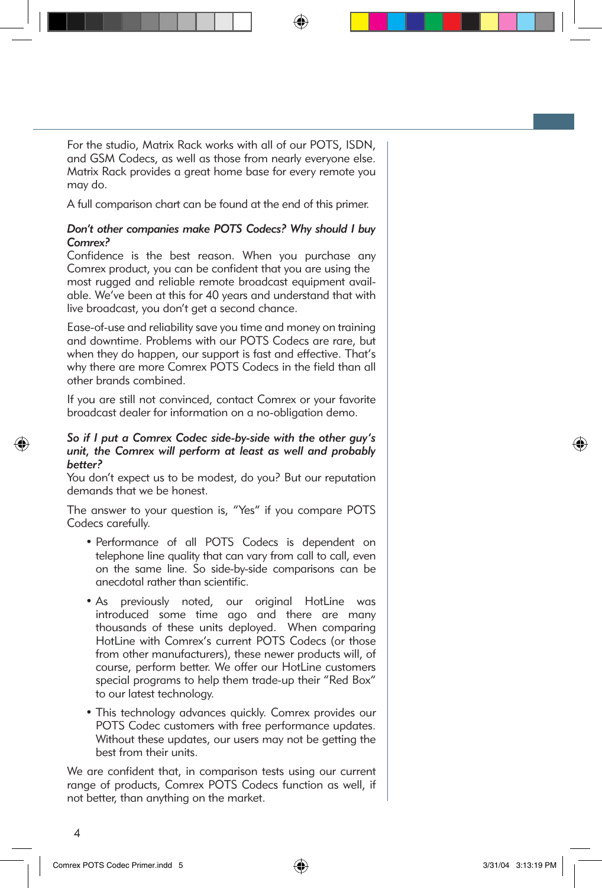For the studio, Matrix Rack works with all of our POTS, ISDN, and GSM Codecs, as well as those from nearly everyone else. Matrix Rack provides a great home base for every remote you may do.

A full comparison chart can be found at the end of this primer.

*Don't other companies make POTS Codecs? Why should I buy Comrex?*

Confidence is the best reason. When you purchase any Comrex product, you can be confident that you are using the most rugged and reliable remote broadcast equipment available. We've been at this for 40 years and understand that with live broadcast, you don't get a second chance.

Ease-of-use and reliability save you time and money on training and downtime. Problems with our POTS Codecs are rare, but when they do happen, our support is fast and effective. That's why there are more Comrex POTS Codecs in the field than all other brands combined.

If you are still not convinced, contact Comrex or your favorite broadcast dealer for information on a no-obligation demo.

*So if I put a Comrex Codec side-by-side with the other guy's unit, the Comrex will perform at least as well and probably better?*

You don't expect us to be modest, do you? But our reputation demands that we be honest.

The answer to your question is, "Yes" if you compare POTS Codecs carefully.

- Performance of all POTS Codecs is dependent on telephone line quality that can vary from call to call, even on the same line. So side-by-side comparisons can be anecdotal rather than scientific.
- As previously noted, our original HotLine was introduced some time ago and there are many thousands of these units deployed. When comparing HotLine with Comrex's current POTS Codecs (or those from other manufacturers), these newer products will, of course, perform better. We offer our HotLine customers special programs to help them trade-up their "Red Box" to our latest technology.
- This technology advances quickly. Comrex provides our POTS Codec customers with free performance updates. Without these updates, our users may not be getting the best from their units.

We are confident that, in comparison tests using our current range of products, Comrex POTS Codecs function as well, if not better, than anything on the market.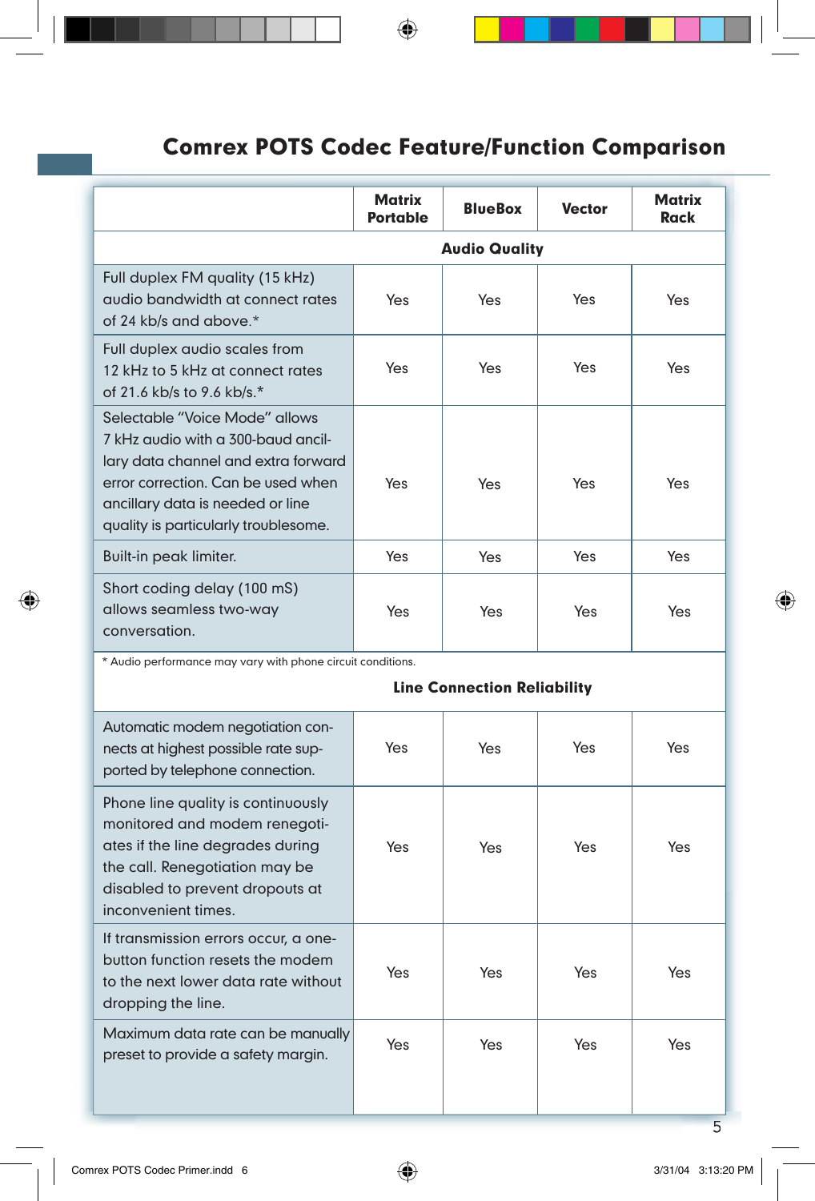## Comrex POTS Codec Feature/Function Comparison

| | Matrix Portable | BlueBox | Vector | Matrix Rack |
|---|---|---|---|---|
| **Audio Quality** | | | | |
| Full duplex FM quality (15 kHz) audio bandwidth at connect rates of 24 kb/s and above.* | Yes | Yes | Yes | Yes |
| Full duplex audio scales from 12 kHz to 5 kHz at connect rates of 21.6 kb/s to 9.6 kb/s.* | Yes | Yes | Yes | Yes |
| Selectable "Voice Mode" allows 7 kHz audio with a 300-baud ancillary data channel and extra forward error correction. Can be used when ancillary data is needed or line quality is particularly troublesome. | Yes | Yes | Yes | Yes |
| Built-in peak limiter. | Yes | Yes | Yes | Yes |
| Short coding delay (100 mS) allows seamless two-way conversation. | Yes | Yes | Yes | Yes |
| **Line Connection Reliability** | | | | |
| Automatic modem negotiation connects at highest possible rate supported by telephone connection. | Yes | Yes | Yes | Yes |
| Phone line quality is continuously monitored and modem renegotiates if the line degrades during the call. Renegotiation may be disabled to prevent dropouts at inconvenient times. | Yes | Yes | Yes | Yes |
| If transmission errors occur, a one-button function resets the modem to the next lower data rate without dropping the line. | Yes | Yes | Yes | Yes |
| Maximum data rate can be manually preset to provide a safety margin. | Yes | Yes | Yes | Yes |

* Audio performance may vary with phone circuit conditions.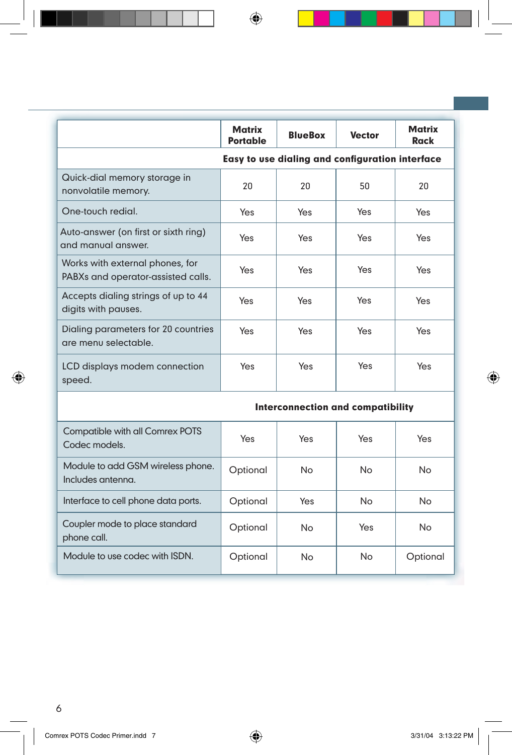| | Matrix Portable | BlueBox | Vector | Matrix Rack |
|---|---|---|---|---|
| | **Easy to use dialing and configuration interface** | | | |
| Quick-dial memory storage in nonvolatile memory. | 20 | 20 | 50 | 20 |
| One-touch redial. | Yes | Yes | Yes | Yes |
| Auto-answer (on first or sixth ring) and manual answer. | Yes | Yes | Yes | Yes |
| Works with external phones, for PABXs and operator-assisted calls. | Yes | Yes | Yes | Yes |
| Accepts dialing strings of up to 44 digits with pauses. | Yes | Yes | Yes | Yes |
| Dialing parameters for 20 countries are menu selectable. | Yes | Yes | Yes | Yes |
| LCD displays modem connection speed. | Yes | Yes | Yes | Yes |
| | **Interconnection and compatibility** | | | |
| Compatible with all Comrex POTS Codec models. | Yes | Yes | Yes | Yes |
| Module to add GSM wireless phone. Includes antenna. | Optional | No | No | No |
| Interface to cell phone data ports. | Optional | Yes | No | No |
| Coupler mode to place standard phone call. | Optional | No | Yes | No |
| Module to use codec with ISDN. | Optional | No | No | Optional |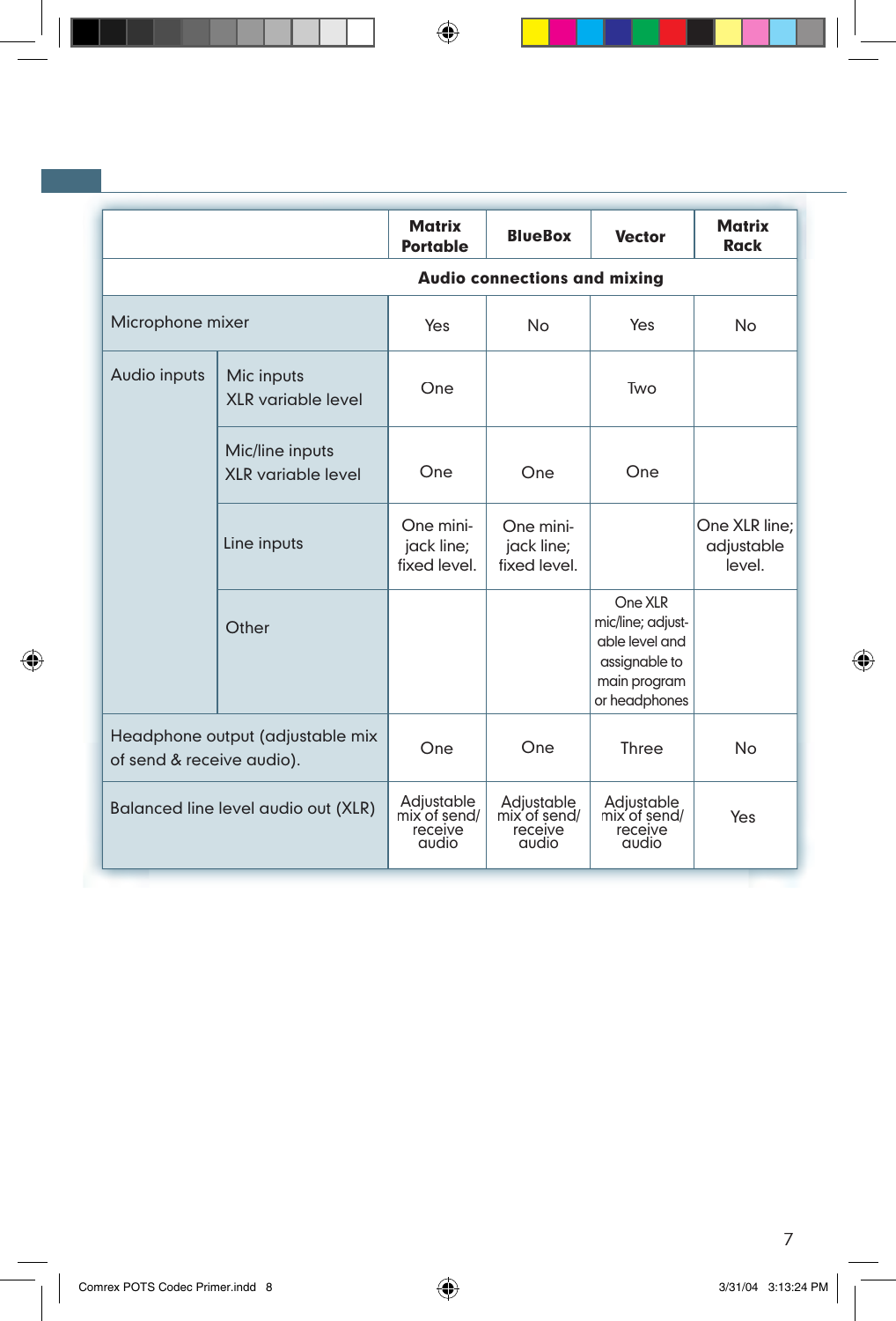| | | Matrix Portable | BlueBox | Vector | Matrix Rack |
|---|---|---|---|---|---|
| **Audio connections and mixing** | | | | | |
| Microphone mixer | | Yes | No | Yes | No |
| Audio inputs | Mic inputs XLR variable level | One | | Two | |
| | Mic/line inputs XLR variable level | One | One | One | |
| | Line inputs | One mini-jack line; fixed level. | One mini-jack line; fixed level. | | One XLR line; adjustable level. |
| | Other | | | One XLR mic/line; adjustable level and assignable to main program or headphones | |
| Headphone output (adjustable mix of send & receive audio). | | One | One | Three | No |
| Balanced line level audio out (XLR) | | Adjustable mix of send/ receive audio | Adjustable mix of send/ receive audio | Adjustable mix of send/ receive audio | Yes |